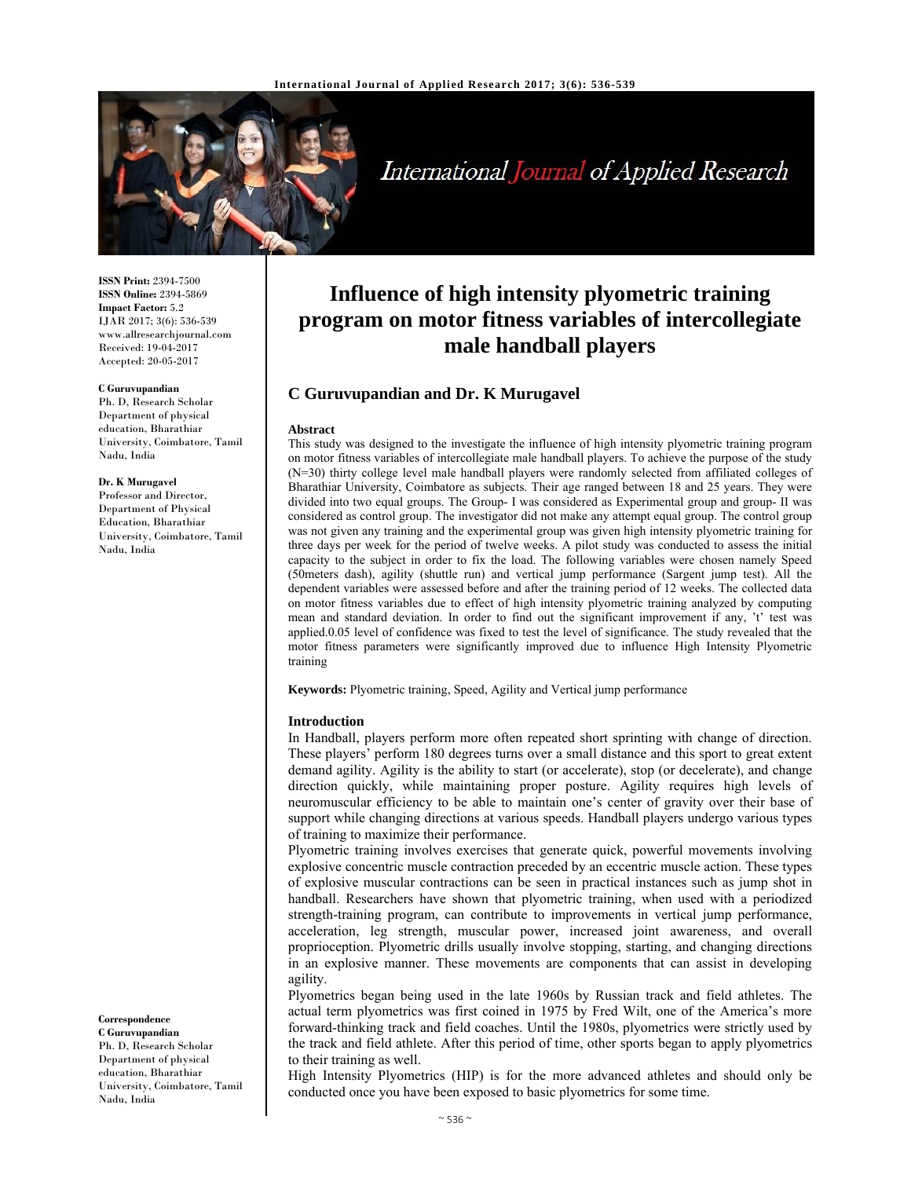ISSN Print: 2394-7500
ISSN Online: 2394-5869
Impact Factor: 5.2
IJAR 2017; 3(6): 536-539
www.allresearchjournal.com
Received: 19-04-2017
Accepted: 20-05-2017

**C Guruvupandian**
Ph. D, Research Scholar
Department of physical education, Bharathiar University, Coimbatore, Tamil Nadu, India

**Dr. K Murugavel**
Professor and Director, Department of Physical Education, Bharathiar University, Coimbatore, Tamil Nadu, India

**Correspondence**
**C Guruvupandian**
Ph. D, Research Scholar
Department of physical education, Bharathiar University, Coimbatore, Tamil Nadu, India

# Influence of high intensity plyometric training program on motor fitness variables of intercollegiate male handball players

## C Guruvupandian and Dr. K Murugavel

### Abstract

This study was designed to the investigate the influence of high intensity plyometric training program on motor fitness variables of intercollegiate male handball players. To achieve the purpose of the study (N=30) thirty college level male handball players were randomly selected from affiliated colleges of Bharathiar University, Coimbatore as subjects. Their age ranged between 18 and 25 years. They were divided into two equal groups. The Group- I was considered as Experimental group and group- II was considered as control group. The investigator did not make any attempt equal group. The control group was not given any training and the experimental group was given high intensity plyometric training for three days per week for the period of twelve weeks. A pilot study was conducted to assess the initial capacity to the subject in order to fix the load. The following variables were chosen namely Speed (50meters dash), agility (shuttle run) and vertical jump performance (Sargent jump test). All the dependent variables were assessed before and after the training period of 12 weeks. The collected data on motor fitness variables due to effect of high intensity plyometric training analyzed by computing mean and standard deviation. In order to find out the significant improvement if any, 't' test was applied.0.05 level of confidence was fixed to test the level of significance. The study revealed that the motor fitness parameters were significantly improved due to influence High Intensity Plyometric training

**Keywords:** Plyometric training, Speed, Agility and Vertical jump performance

### Introduction

In Handball, players perform more often repeated short sprinting with change of direction. These players' perform 180 degrees turns over a small distance and this sport to great extent demand agility. Agility is the ability to start (or accelerate), stop (or decelerate), and change direction quickly, while maintaining proper posture. Agility requires high levels of neuromuscular efficiency to be able to maintain one's center of gravity over their base of support while changing directions at various speeds. Handball players undergo various types of training to maximize their performance.

Plyometric training involves exercises that generate quick, powerful movements involving explosive concentric muscle contraction preceded by an eccentric muscle action. These types of explosive muscular contractions can be seen in practical instances such as jump shot in handball. Researchers have shown that plyometric training, when used with a periodized strength-training program, can contribute to improvements in vertical jump performance, acceleration, leg strength, muscular power, increased joint awareness, and overall proprioception. Plyometric drills usually involve stopping, starting, and changing directions in an explosive manner. These movements are components that can assist in developing agility.

Plyometrics began being used in the late 1960s by Russian track and field athletes. The actual term plyometrics was first coined in 1975 by Fred Wilt, one of the America's more forward-thinking track and field coaches. Until the 1980s, plyometrics were strictly used by the track and field athlete. After this period of time, other sports began to apply plyometrics to their training as well.

High Intensity Plyometrics (HIP) is for the more advanced athletes and should only be conducted once you have been exposed to basic plyometrics for some time.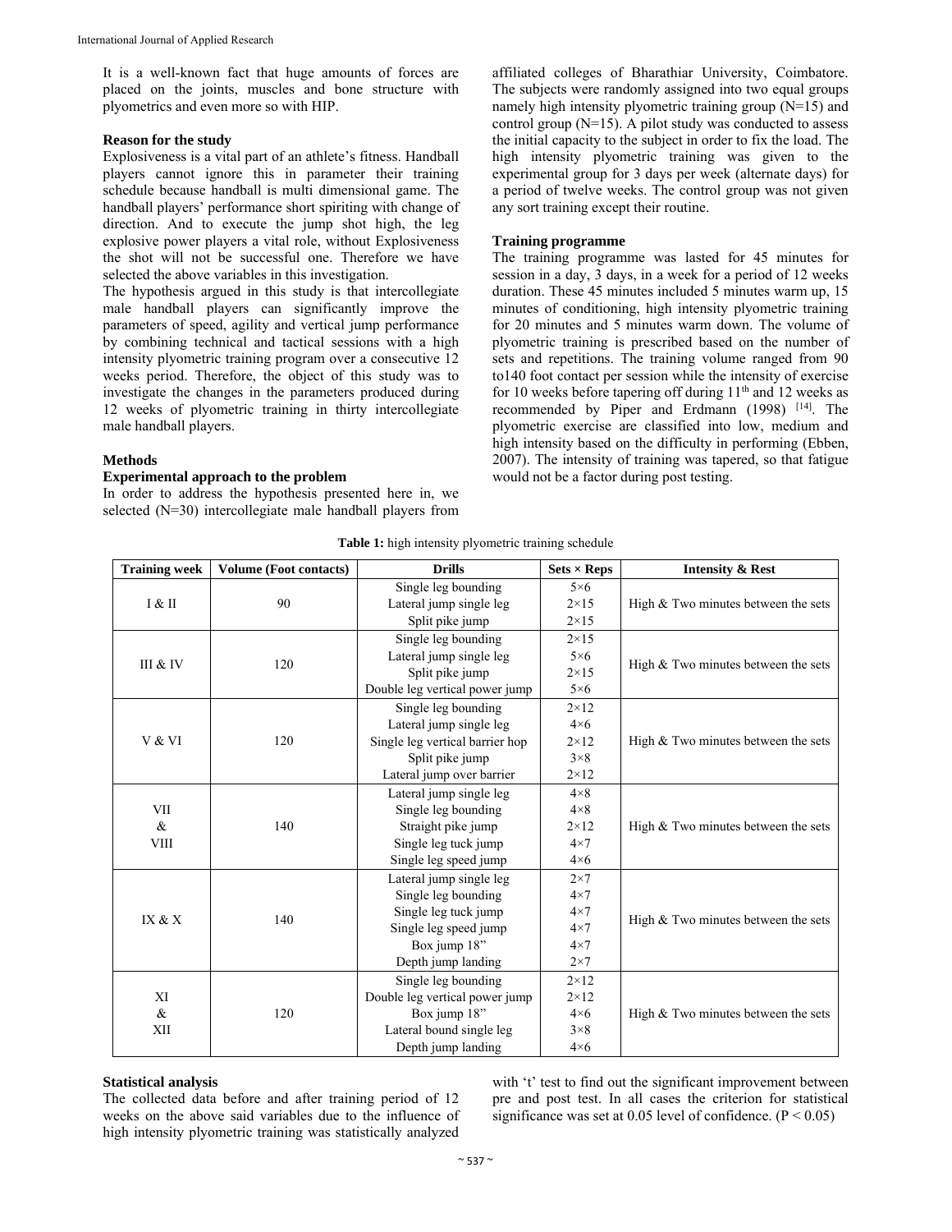It is a well-known fact that huge amounts of forces are placed on the joints, muscles and bone structure with plyometrics and even more so with HIP.

**Reason for the study**

Explosiveness is a vital part of an athlete's fitness. Handball players cannot ignore this in parameter their training schedule because handball is multi dimensional game. The handball players' performance short spiriting with change of direction. And to execute the jump shot high, the leg explosive power players a vital role, without Explosiveness the shot will not be successful one. Therefore we have selected the above variables in this investigation.

The hypothesis argued in this study is that intercollegiate male handball players can significantly improve the parameters of speed, agility and vertical jump performance by combining technical and tactical sessions with a high intensity plyometric training program over a consecutive 12 weeks period. Therefore, the object of this study was to investigate the changes in the parameters produced during 12 weeks of plyometric training in thirty intercollegiate male handball players.

**Methods**

**Experimental approach to the problem**

In order to address the hypothesis presented here in, we selected (N=30) intercollegiate male handball players from affiliated colleges of Bharathiar University, Coimbatore. The subjects were randomly assigned into two equal groups namely high intensity plyometric training group (N=15) and control group (N=15). A pilot study was conducted to assess the initial capacity to the subject in order to fix the load. The high intensity plyometric training was given to the experimental group for 3 days per week (alternate days) for a period of twelve weeks. The control group was not given any sort training except their routine.

**Training programme**

The training programme was lasted for 45 minutes for session in a day, 3 days, in a week for a period of 12 weeks duration. These 45 minutes included 5 minutes warm up, 15 minutes of conditioning, high intensity plyometric training for 20 minutes and 5 minutes warm down. The volume of plyometric training is prescribed based on the number of sets and repetitions. The training volume ranged from 90 to140 foot contact per session while the intensity of exercise for 10 weeks before tapering off during 11th and 12 weeks as recommended by Piper and Erdmann (1998) [14]. The plyometric exercise are classified into low, medium and high intensity based on the difficulty in performing (Ebben, 2007). The intensity of training was tapered, so that fatigue would not be a factor during post testing.

**Table 1:** high intensity plyometric training schedule

| Training week | Volume (Foot contacts) | Drills | Sets × Reps | Intensity & Rest |
|---|---|---|---|---|
| I & II | 90 | Single leg bounding | 5×6 | High & Two minutes between the sets |
| | | Lateral jump single leg | 2×15 | |
| | | Split pike jump | 2×15 | |
| III & IV | 120 | Single leg bounding | 2×15 | High & Two minutes between the sets |
| | | Lateral jump single leg | 5×6 | |
| | | Split pike jump | 2×15 | |
| | | Double leg vertical power jump | 5×6 | |
| V & VI | 120 | Single leg bounding | 2×12 | High & Two minutes between the sets |
| | | Lateral jump single leg | 4×6 | |
| | | Single leg vertical barrier hop | 2×12 | |
| | | Split pike jump | 3×8 | |
| | | Lateral jump over barrier | 2×12 | |
| VII & VIII | 140 | Lateral jump single leg | 4×8 | High & Two minutes between the sets |
| | | Single leg bounding | 4×8 | |
| | | Straight pike jump | 2×12 | |
| | | Single leg tuck jump | 4×7 | |
| | | Single leg speed jump | 4×6 | |
| IX & X | 140 | Lateral jump single leg | 2×7 | High & Two minutes between the sets |
| | | Single leg bounding | 4×7 | |
| | | Single leg tuck jump | 4×7 | |
| | | Single leg speed jump | 4×7 | |
| | | Box jump 18" | 4×7 | |
| | | Depth jump landing | 2×7 | |
| XI & XII | 120 | Single leg bounding | 2×12 | High & Two minutes between the sets |
| | | Double leg vertical power jump | 2×12 | |
| | | Box jump 18" | 4×6 | |
| | | Lateral bound single leg | 3×8 | |
| | | Depth jump landing | 4×6 | |

**Statistical analysis**

The collected data before and after training period of 12 weeks on the above said variables due to the influence of high intensity plyometric training was statistically analyzed with 't' test to find out the significant improvement between pre and post test. In all cases the criterion for statistical significance was set at 0.05 level of confidence. ($P < 0.05$)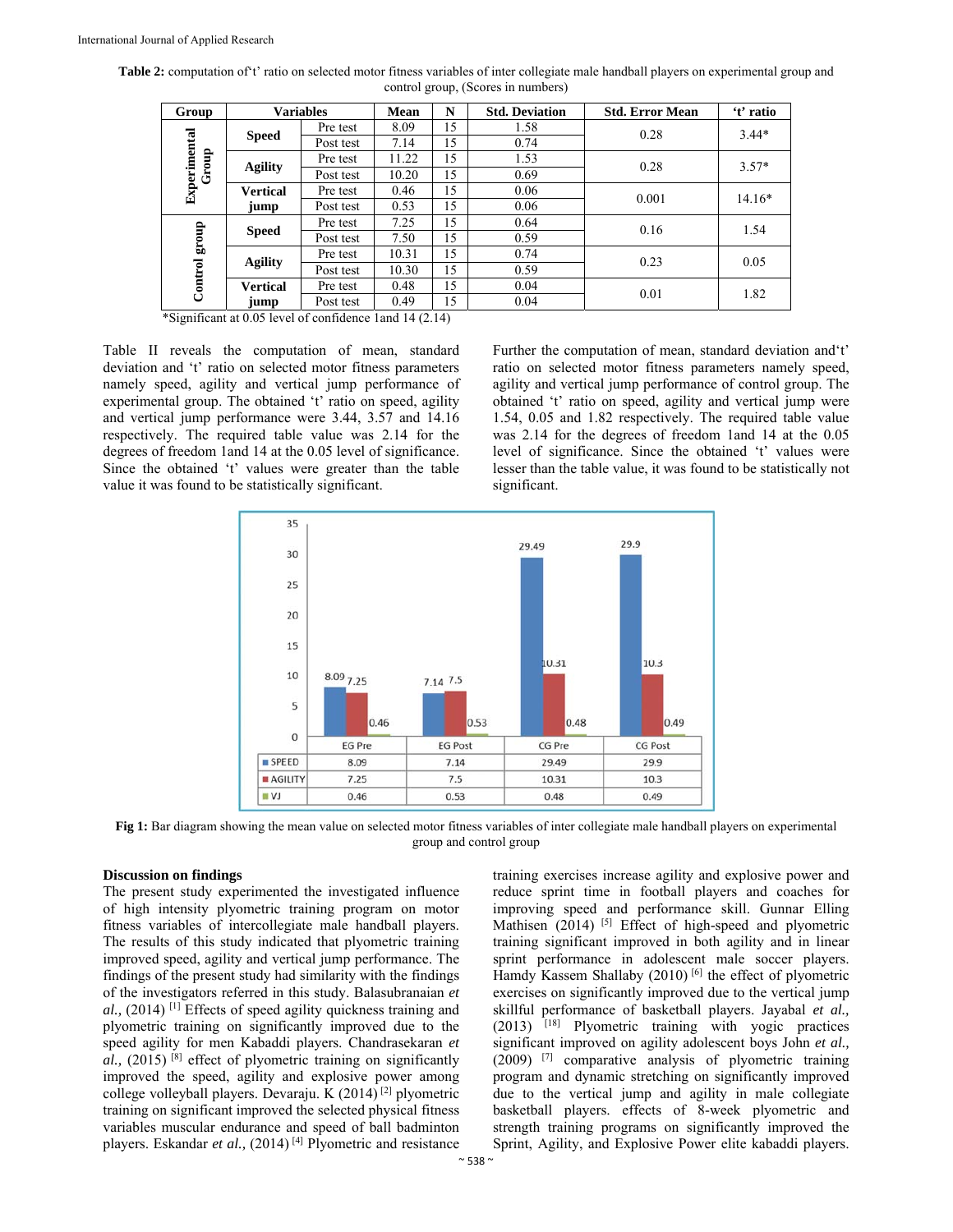**Table 2:** computation of't' ratio on selected motor fitness variables of inter collegiate male handball players on experimental group and control group, (Scores in numbers)

| Group | Variables | | Mean | N | Std. Deviation | Std. Error Mean | 't' ratio |
|---|---|---|---|---|---|---|---|
| Experimental Group | Speed | Pre test | 8.09 | 15 | 1.58 | 0.28 | 3.44* |
| | | Post test | 7.14 | 15 | 0.74 | | |
| | Agility | Pre test | 11.22 | 15 | 1.53 | 0.28 | 3.57* |
| | | Post test | 10.20 | 15 | 0.69 | | |
| | Vertical jump | Pre test | 0.46 | 15 | 0.06 | 0.001 | 14.16* |
| | | Post test | 0.53 | 15 | 0.06 | | |
| Control group | Speed | Pre test | 7.25 | 15 | 0.64 | 0.16 | 1.54 |
| | | Post test | 7.50 | 15 | 0.59 | | |
| | Agility | Pre test | 10.31 | 15 | 0.74 | 0.23 | 0.05 |
| | | Post test | 10.30 | 15 | 0.59 | | |
| | Vertical jump | Pre test | 0.48 | 15 | 0.04 | 0.01 | 1.82 |
| | | Post test | 0.49 | 15 | 0.04 | | |

*Significant at 0.05 level of confidence 1and 14 (2.14)

Table II reveals the computation of mean, standard deviation and 't' ratio on selected motor fitness parameters namely speed, agility and vertical jump performance of experimental group. The obtained 't' ratio on speed, agility and vertical jump performance were 3.44, 3.57 and 14.16 respectively. The required table value was 2.14 for the degrees of freedom 1and 14 at the 0.05 level of significance. Since the obtained 't' values were greater than the table value it was found to be statistically significant.

Further the computation of mean, standard deviation and't' ratio on selected motor fitness parameters namely speed, agility and vertical jump performance of control group. The obtained 't' ratio on speed, agility and vertical jump were 1.54, 0.05 and 1.82 respectively. The required table value was 2.14 for the degrees of freedom 1and 14 at the 0.05 level of significance. Since the obtained 't' values were lesser than the table value, it was found to be statistically not significant.

| | EG Pre | EG Post | CG Pre | CG Post |
|---|---|---|---|---|
| SPEED | 8.09 | 7.14 | 29.49 | 29.9 |
| AGILITY | 7.25 | 7.5 | 10.31 | 10.3 |
| VJ | 0.46 | 0.53 | 0.48 | 0.49 |

**Fig 1:** Bar diagram showing the mean value on selected motor fitness variables of inter collegiate male handball players on experimental group and control group

## Discussion on findings

The present study experimented the investigated influence of high intensity plyometric training program on motor fitness variables of intercollegiate male handball players. The results of this study indicated that plyometric training improved speed, agility and vertical jump performance. The findings of the present study had similarity with the findings of the investigators referred in this study. Balasubranaian *et al.,* (2014) [1] Effects of speed agility quickness training and plyometric training on significantly improved due to the speed agility for men Kabaddi players. Chandrasekaran *et al.,* (2015) [8] effect of plyometric training on significantly improved the speed, agility and explosive power among college volleyball players. Devaraju. K (2014) [2] plyometric training on significant improved the selected physical fitness variables muscular endurance and speed of ball badminton players. Eskandar *et al.,* (2014) [4] Plyometric and resistance training exercises increase agility and explosive power and reduce sprint time in football players and coaches for improving speed and performance skill. Gunnar Elling Mathisen (2014) [5] Effect of high-speed and plyometric training significant improved in both agility and in linear sprint performance in adolescent male soccer players. Hamdy Kassem Shallaby (2010) [6] the effect of plyometric exercises on significantly improved due to the vertical jump skillful performance of basketball players. Jayabal *et al.,* (2013) [18] Plyometric training with yogic practices significant improved on agility adolescent boys John *et al.,* (2009) [7] comparative analysis of plyometric training program and dynamic stretching on significantly improved due to the vertical jump and agility in male collegiate basketball players. effects of 8-week plyometric and strength training programs on significantly improved the Sprint, Agility, and Explosive Power elite kabaddi players.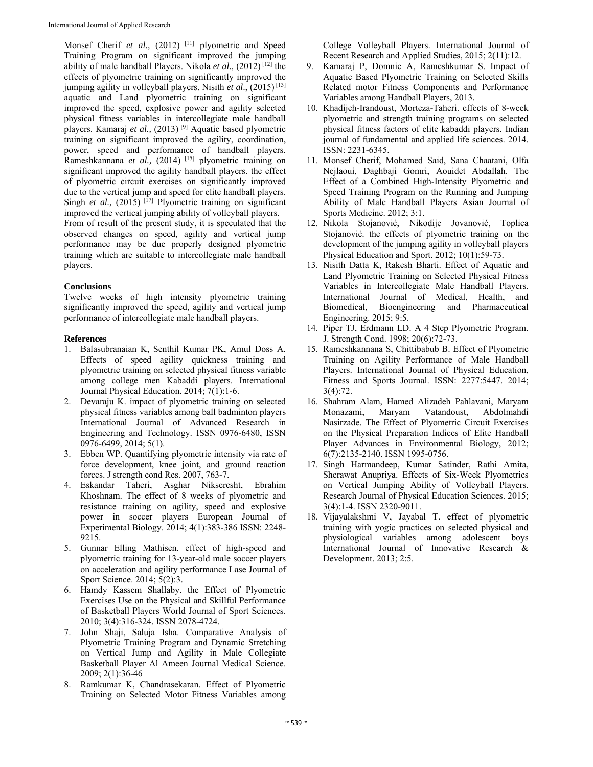Monsef Cherif *et al.,* (2012) [11] plyometric and Speed Training Program on significant improved the jumping ability of male handball Players. Nikola *et al.,* (2012) [12] the effects of plyometric training on significantly improved the jumping agility in volleyball players. Nisith *et al*., (2015) [13] aquatic and Land plyometric training on significant improved the speed, explosive power and agility selected physical fitness variables in intercollegiate male handball players. Kamaraj *et al.,* (2013) [9] Aquatic based plyometric training on significant improved the agility, coordination, power, speed and performance of handball players. Rameshkannana *et al.,* (2014) [15] plyometric training on significant improved the agility handball players. the effect of plyometric circuit exercises on significantly improved due to the vertical jump and speed for elite handball players. Singh *et al.,* (2015) [17] Plyometric training on significant improved the vertical jumping ability of volleyball players.

From of result of the present study, it is speculated that the observed changes on speed, agility and vertical jump performance may be due properly designed plyometric training which are suitable to intercollegiate male handball players.

## Conclusions

Twelve weeks of high intensity plyometric training significantly improved the speed, agility and vertical jump performance of intercollegiate male handball players.

## References

1. Balasubranaian K, Senthil Kumar PK, Amul Doss A. Effects of speed agility quickness training and plyometric training on selected physical fitness variable among college men Kabaddi players. International Journal Physical Education. 2014; 7(1):1-6.
2. Devaraju K. impact of plyometric training on selected physical fitness variables among ball badminton players International Journal of Advanced Research in Engineering and Technology. ISSN 0976-6480, ISSN 0976-6499, 2014; 5(1).
3. Ebben WP. Quantifying plyometric intensity via rate of force development, knee joint, and ground reaction forces. J strength cond Res. 2007, 763-7.
4. Eskandar Taheri, Asghar Nikseresht, Ebrahim Khoshnam. The effect of 8 weeks of plyometric and resistance training on agility, speed and explosive power in soccer players European Journal of Experimental Biology. 2014; 4(1):383-386 ISSN: 2248-9215.
5. Gunnar Elling Mathisen. effect of high-speed and plyometric training for 13-year-old male soccer players on acceleration and agility performance Lase Journal of Sport Science. 2014; 5(2):3.
6. Hamdy Kassem Shallaby. the Effect of Plyometric Exercises Use on the Physical and Skillful Performance of Basketball Players World Journal of Sport Sciences. 2010; 3(4):316-324. ISSN 2078-4724.
7. John Shaji, Saluja Isha. Comparative Analysis of Plyometric Training Program and Dynamic Stretching on Vertical Jump and Agility in Male Collegiate Basketball Player Al Ameen Journal Medical Science. 2009; 2(1):36-46
8. Ramkumar K, Chandrasekaran. Effect of Plyometric Training on Selected Motor Fitness Variables among College Volleyball Players. International Journal of Recent Research and Applied Studies, 2015; 2(11):12.
9. Kamaraj P, Domnic A, Rameshkumar S. Impact of Aquatic Based Plyometric Training on Selected Skills Related motor Fitness Components and Performance Variables among Handball Players, 2013.
10. Khadijeh-Irandoust, Morteza-Taheri. effects of 8-week plyometric and strength training programs on selected physical fitness factors of elite kabaddi players. Indian journal of fundamental and applied life sciences. 2014. ISSN: 2231-6345.
11. Monsef Cherif, Mohamed Said, Sana Chaatani, Olfa Nejlaoui, Daghbaji Gomri, Aouidet Abdallah. The Effect of a Combined High-Intensity Plyometric and Speed Training Program on the Running and Jumping Ability of Male Handball Players Asian Journal of Sports Medicine. 2012; 3:1.
12. Nikola Stojanović, Nikodije Jovanović, Toplica Stojanović. the effects of plyometric training on the development of the jumping agility in volleyball players Physical Education and Sport. 2012; 10(1):59-73.
13. Nisith Datta K, Rakesh Bharti. Effect of Aquatic and Land Plyometric Training on Selected Physical Fitness Variables in Intercollegiate Male Handball Players. International Journal of Medical, Health, and Biomedical, Bioengineering and Pharmaceutical Engineering. 2015; 9:5.
14. Piper TJ, Erdmann LD. A 4 Step Plyometric Program. J. Strength Cond. 1998; 20(6):72-73.
15. Rameshkannana S, Chittibabub B. Effect of Plyometric Training on Agility Performance of Male Handball Players. International Journal of Physical Education, Fitness and Sports Journal. ISSN: 2277:5447. 2014; 3(4):72.
16. Shahram Alam, Hamed Alizadeh Pahlavani, Maryam Monazami, Maryam Vatandoust, Abdolmahdi Nasirzade. The Effect of Plyometric Circuit Exercises on the Physical Preparation Indices of Elite Handball Player Advances in Environmental Biology, 2012; 6(7):2135-2140. ISSN 1995-0756.
17. Singh Harmandeep, Kumar Satinder, Rathi Amita, Sherawat Anupriya. Effects of Six-Week Plyometrics on Vertical Jumping Ability of Volleyball Players. Research Journal of Physical Education Sciences. 2015; 3(4):1-4. ISSN 2320-9011.
18. Vijayalakshmi V, Jayabal T. effect of plyometric training with yogic practices on selected physical and physiological variables among adolescent boys International Journal of Innovative Research & Development. 2013; 2:5.